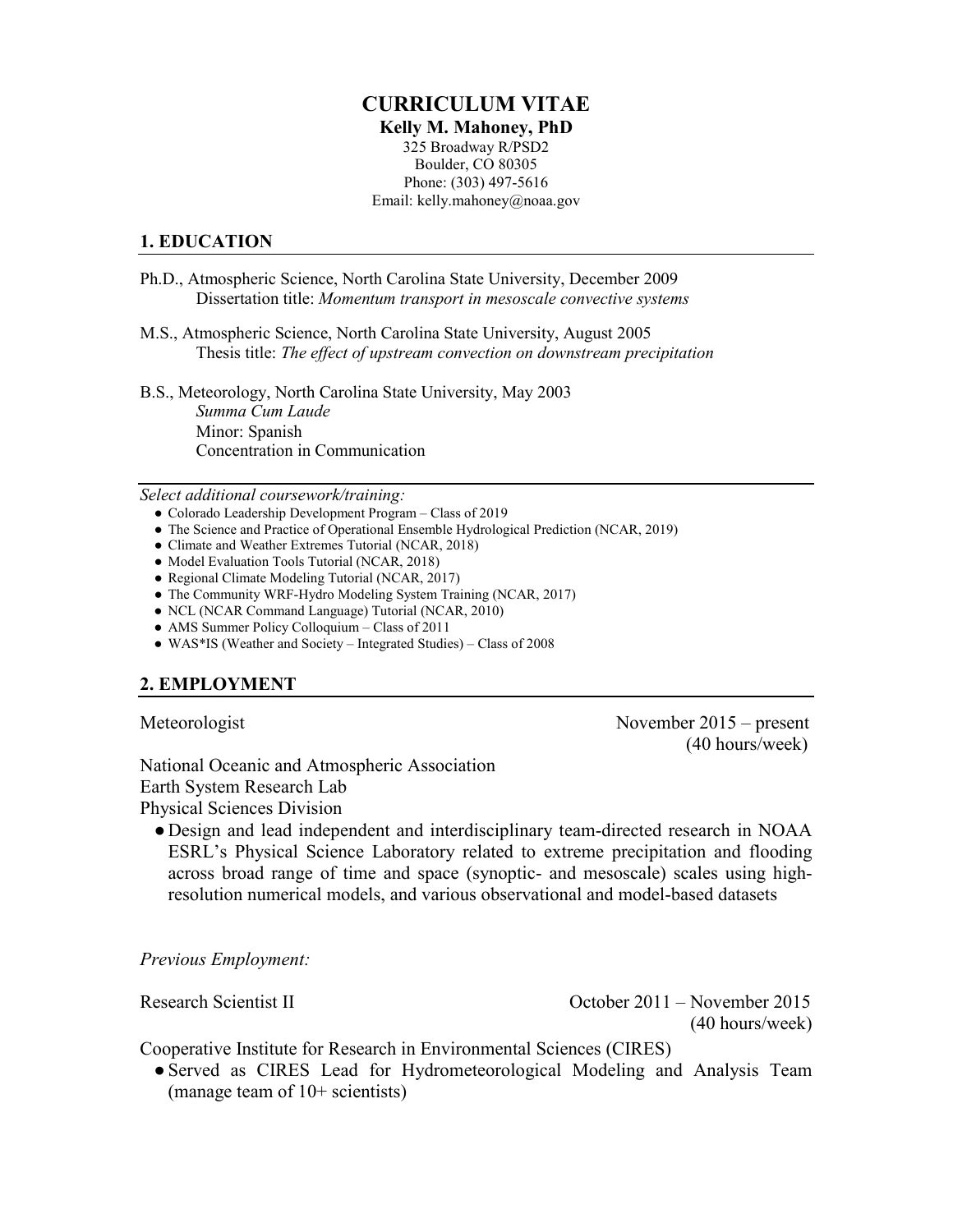# CURRICULUM VITAE

**Kelly M. Mahoney, PhD**
325 Broadway R/PSD2
Boulder, CO 80305
Phone: (303) 497-5616
Email: kelly.mahoney@noaa.gov

## 1. EDUCATION

Ph.D., Atmospheric Science, North Carolina State University, December 2009
Dissertation title: *Momentum transport in mesoscale convective systems*

M.S., Atmospheric Science, North Carolina State University, August 2005
Thesis title: *The effect of upstream convection on downstream precipitation*

B.S., Meteorology, North Carolina State University, May 2003
*Summa Cum Laude*
Minor: Spanish
Concentration in Communication

*Select additional coursework/training:*

- Colorado Leadership Development Program – Class of 2019
- The Science and Practice of Operational Ensemble Hydrological Prediction (NCAR, 2019)
- Climate and Weather Extremes Tutorial (NCAR, 2018)
- Model Evaluation Tools Tutorial (NCAR, 2018)
- Regional Climate Modeling Tutorial (NCAR, 2017)
- The Community WRF-Hydro Modeling System Training (NCAR, 2017)
- NCL (NCAR Command Language) Tutorial (NCAR, 2010)
- AMS Summer Policy Colloquium – Class of 2011
- WAS*IS (Weather and Society – Integrated Studies) – Class of 2008

## 2. EMPLOYMENT

Meteorologist — November 2015 – present (40 hours/week)

National Oceanic and Atmospheric Association
Earth System Research Lab
Physical Sciences Division

- Design and lead independent and interdisciplinary team-directed research in NOAA ESRL's Physical Science Laboratory related to extreme precipitation and flooding across broad range of time and space (synoptic- and mesoscale) scales using high-resolution numerical models, and various observational and model-based datasets

*Previous Employment:*

Research Scientist II — October 2011 – November 2015 (40 hours/week)

Cooperative Institute for Research in Environmental Sciences (CIRES)

- Served as CIRES Lead for Hydrometeorological Modeling and Analysis Team (manage team of 10+ scientists)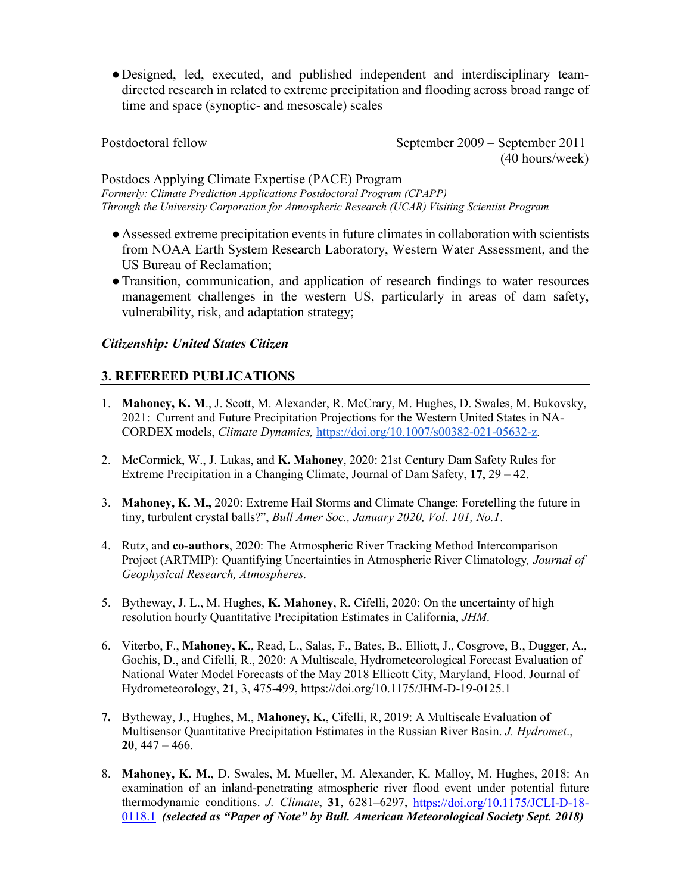- Designed, led, executed, and published independent and interdisciplinary team-directed research in related to extreme precipitation and flooding across broad range of time and space (synoptic- and mesoscale) scales

Postdoctoral fellow — September 2009 – September 2011 (40 hours/week)

Postdocs Applying Climate Expertise (PACE) Program
*Formerly: Climate Prediction Applications Postdoctoral Program (CPAPP)*
*Through the University Corporation for Atmospheric Research (UCAR) Visiting Scientist Program*

- Assessed extreme precipitation events in future climates in collaboration with scientists from NOAA Earth System Research Laboratory, Western Water Assessment, and the US Bureau of Reclamation;
- Transition, communication, and application of research findings to water resources management challenges in the western US, particularly in areas of dam safety, vulnerability, risk, and adaptation strategy;

***Citizenship: United States Citizen***

## 3. REFEREED PUBLICATIONS

1. **Mahoney, K. M**., J. Scott, M. Alexander, R. McCrary, M. Hughes, D. Swales, M. Bukovsky, 2021: Current and Future Precipitation Projections for the Western United States in NA-CORDEX models, *Climate Dynamics,* https://doi.org/10.1007/s00382-021-05632-z.

2. McCormick, W., J. Lukas, and **K. Mahoney**, 2020: 21st Century Dam Safety Rules for Extreme Precipitation in a Changing Climate, Journal of Dam Safety, **17**, 29 – 42.

3. **Mahoney, K. M.,** 2020: Extreme Hail Storms and Climate Change: Foretelling the future in tiny, turbulent crystal balls?", *Bull Amer Soc., January 2020, Vol. 101, No.1*.

4. Rutz, and **co-authors**, 2020: The Atmospheric River Tracking Method Intercomparison Project (ARTMIP): Quantifying Uncertainties in Atmospheric River Climatology*, Journal of Geophysical Research, Atmospheres.*

5. Bytheway, J. L., M. Hughes, **K. Mahoney**, R. Cifelli, 2020: On the uncertainty of high resolution hourly Quantitative Precipitation Estimates in California, *JHM*.

6. Viterbo, F., **Mahoney, K.**, Read, L., Salas, F., Bates, B., Elliott, J., Cosgrove, B., Dugger, A., Gochis, D., and Cifelli, R., 2020: A Multiscale, Hydrometeorological Forecast Evaluation of National Water Model Forecasts of the May 2018 Ellicott City, Maryland, Flood. Journal of Hydrometeorology, **21**, 3, 475-499, https://doi.org/10.1175/JHM-D-19-0125.1

7. Bytheway, J., Hughes, M., **Mahoney, K.**, Cifelli, R, 2019: A Multiscale Evaluation of Multisensor Quantitative Precipitation Estimates in the Russian River Basin. *J. Hydromet*., **20**, 447 – 466.

8. **Mahoney, K. M.**, D. Swales, M. Mueller, M. Alexander, K. Malloy, M. Hughes, 2018: An examination of an inland-penetrating atmospheric river flood event under potential future thermodynamic conditions. *J. Climate*, **31**, 6281–6297, https://doi.org/10.1175/JCLI-D-18-0118.1 ***(selected as "Paper of Note" by Bull. American Meteorological Society Sept. 2018)***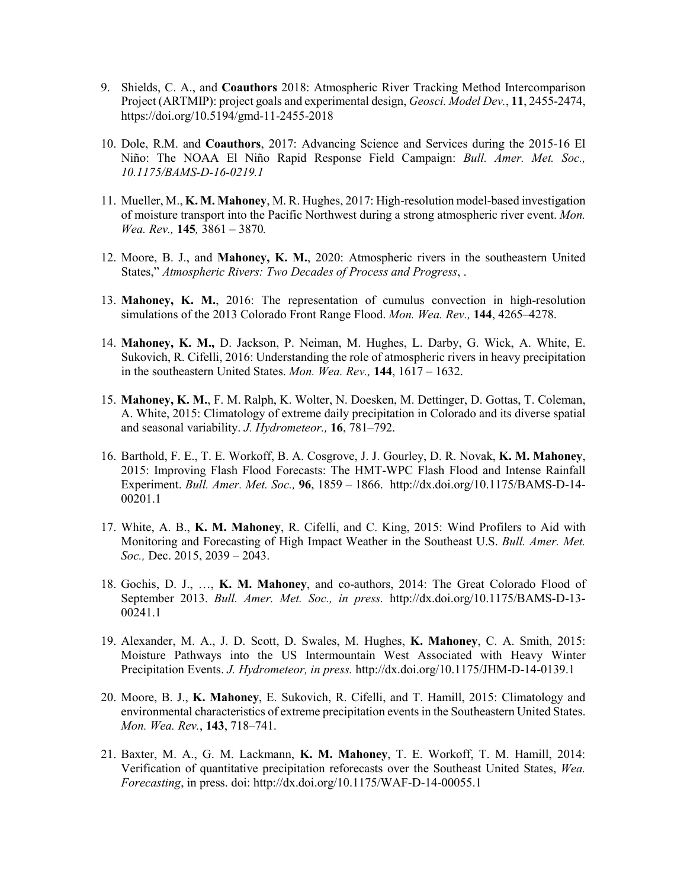9. Shields, C. A., and **Coauthors** 2018: Atmospheric River Tracking Method Intercomparison Project (ARTMIP): project goals and experimental design, *Geosci. Model Dev.*, **11**, 2455-2474, https://doi.org/10.5194/gmd-11-2455-2018

10. Dole, R.M. and **Coauthors**, 2017: Advancing Science and Services during the 2015-16 El Niño: The NOAA El Niño Rapid Response Field Campaign: *Bull. Amer. Met. Soc., 10.1175/BAMS-D-16-0219.1*

11. Mueller, M., **K. M. Mahoney**, M. R. Hughes, 2017: High-resolution model-based investigation of moisture transport into the Pacific Northwest during a strong atmospheric river event. *Mon. Wea. Rev.,* **145***,* 3861 – 3870*.*

12. Moore, B. J., and **Mahoney, K. M.**, 2020: Atmospheric rivers in the southeastern United States," *Atmospheric Rivers: Two Decades of Process and Progress*, .

13. **Mahoney, K. M.**, 2016: The representation of cumulus convection in high-resolution simulations of the 2013 Colorado Front Range Flood. *Mon. Wea. Rev.,* **144**, 4265–4278.

14. **Mahoney, K. M.,** D. Jackson, P. Neiman, M. Hughes, L. Darby, G. Wick, A. White, E. Sukovich, R. Cifelli, 2016: Understanding the role of atmospheric rivers in heavy precipitation in the southeastern United States. *Mon. Wea. Rev.,* **144**, 1617 – 1632.

15. **Mahoney, K. M.**, F. M. Ralph, K. Wolter, N. Doesken, M. Dettinger, D. Gottas, T. Coleman, A. White, 2015: Climatology of extreme daily precipitation in Colorado and its diverse spatial and seasonal variability. *J. Hydrometeor.,* **16**, 781–792.

16. Barthold, F. E., T. E. Workoff, B. A. Cosgrove, J. J. Gourley, D. R. Novak, **K. M. Mahoney**, 2015: Improving Flash Flood Forecasts: The HMT-WPC Flash Flood and Intense Rainfall Experiment. *Bull. Amer. Met. Soc.,* **96**, 1859 – 1866. http://dx.doi.org/10.1175/BAMS-D-14-00201.1

17. White, A. B., **K. M. Mahoney**, R. Cifelli, and C. King, 2015: Wind Profilers to Aid with Monitoring and Forecasting of High Impact Weather in the Southeast U.S. *Bull. Amer. Met. Soc.,* Dec. 2015, 2039 – 2043.

18. Gochis, D. J., …, **K. M. Mahoney**, and co-authors, 2014: The Great Colorado Flood of September 2013. *Bull. Amer. Met. Soc., in press.* http://dx.doi.org/10.1175/BAMS-D-13-00241.1

19. Alexander, M. A., J. D. Scott, D. Swales, M. Hughes, **K. Mahoney**, C. A. Smith, 2015: Moisture Pathways into the US Intermountain West Associated with Heavy Winter Precipitation Events. *J. Hydrometeor, in press.* http://dx.doi.org/10.1175/JHM-D-14-0139.1

20. Moore, B. J., **K. Mahoney**, E. Sukovich, R. Cifelli, and T. Hamill, 2015: Climatology and environmental characteristics of extreme precipitation events in the Southeastern United States. *Mon. Wea. Rev.*, **143**, 718–741.

21. Baxter, M. A., G. M. Lackmann, **K. M. Mahoney**, T. E. Workoff, T. M. Hamill, 2014: Verification of quantitative precipitation reforecasts over the Southeast United States, *Wea. Forecasting*, in press. doi: http://dx.doi.org/10.1175/WAF-D-14-00055.1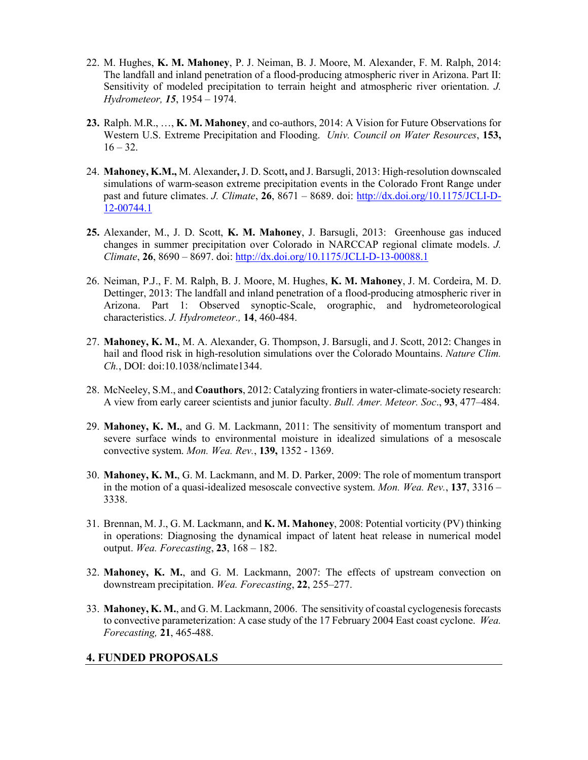22. M. Hughes, **K. M. Mahoney**, P. J. Neiman, B. J. Moore, M. Alexander, F. M. Ralph, 2014: The landfall and inland penetration of a flood-producing atmospheric river in Arizona. Part II: Sensitivity of modeled precipitation to terrain height and atmospheric river orientation. *J. Hydrometeor, **15***, 1954 – 1974.

**23.** Ralph. M.R., …, **K. M. Mahoney**, and co-authors, 2014: A Vision for Future Observations for Western U.S. Extreme Precipitation and Flooding. *Univ. Council on Water Resources*, **153,** 16 – 32.

24. **Mahoney, K.M.,** M. Alexander**,** J. D. Scott**,** and J. Barsugli, 2013: High-resolution downscaled simulations of warm-season extreme precipitation events in the Colorado Front Range under past and future climates. *J. Climate*, **26**, 8671 – 8689. doi: http://dx.doi.org/10.1175/JCLI-D-12-00744.1

**25.** Alexander, M., J. D. Scott, **K. M. Mahoney**, J. Barsugli, 2013: Greenhouse gas induced changes in summer precipitation over Colorado in NARCCAP regional climate models. *J. Climate*, **26**, 8690 – 8697. doi: http://dx.doi.org/10.1175/JCLI-D-13-00088.1

26. Neiman, P.J., F. M. Ralph, B. J. Moore, M. Hughes, **K. M. Mahoney**, J. M. Cordeira, M. D. Dettinger, 2013: The landfall and inland penetration of a flood-producing atmospheric river in Arizona. Part 1: Observed synoptic-Scale, orographic, and hydrometeorological characteristics. *J. Hydrometeor.,* **14**, 460-484.

27. **Mahoney, K. M.**, M. A. Alexander, G. Thompson, J. Barsugli, and J. Scott, 2012: Changes in hail and flood risk in high-resolution simulations over the Colorado Mountains. *Nature Clim. Ch.*, DOI: doi:10.1038/nclimate1344.

28. McNeeley, S.M., and **Coauthors**, 2012: Catalyzing frontiers in water-climate-society research: A view from early career scientists and junior faculty. *Bull. Amer. Meteor. Soc*., **93**, 477–484.

29. **Mahoney, K. M.**, and G. M. Lackmann, 2011: The sensitivity of momentum transport and severe surface winds to environmental moisture in idealized simulations of a mesoscale convective system. *Mon. Wea. Rev.*, **139,** 1352 - 1369.

30. **Mahoney, K. M.**, G. M. Lackmann, and M. D. Parker, 2009: The role of momentum transport in the motion of a quasi-idealized mesoscale convective system. *Mon. Wea. Rev.*, **137**, 3316 – 3338.

31. Brennan, M. J., G. M. Lackmann, and **K. M. Mahoney**, 2008: Potential vorticity (PV) thinking in operations: Diagnosing the dynamical impact of latent heat release in numerical model output. *Wea. Forecasting*, **23**, 168 – 182.

32. **Mahoney, K. M.**, and G. M. Lackmann, 2007: The effects of upstream convection on downstream precipitation. *Wea. Forecasting*, **22**, 255–277.

33. **Mahoney, K. M.**, and G. M. Lackmann, 2006. The sensitivity of coastal cyclogenesis forecasts to convective parameterization: A case study of the 17 February 2004 East coast cyclone. *Wea. Forecasting,* **21**, 465-488.

## 4. FUNDED PROPOSALS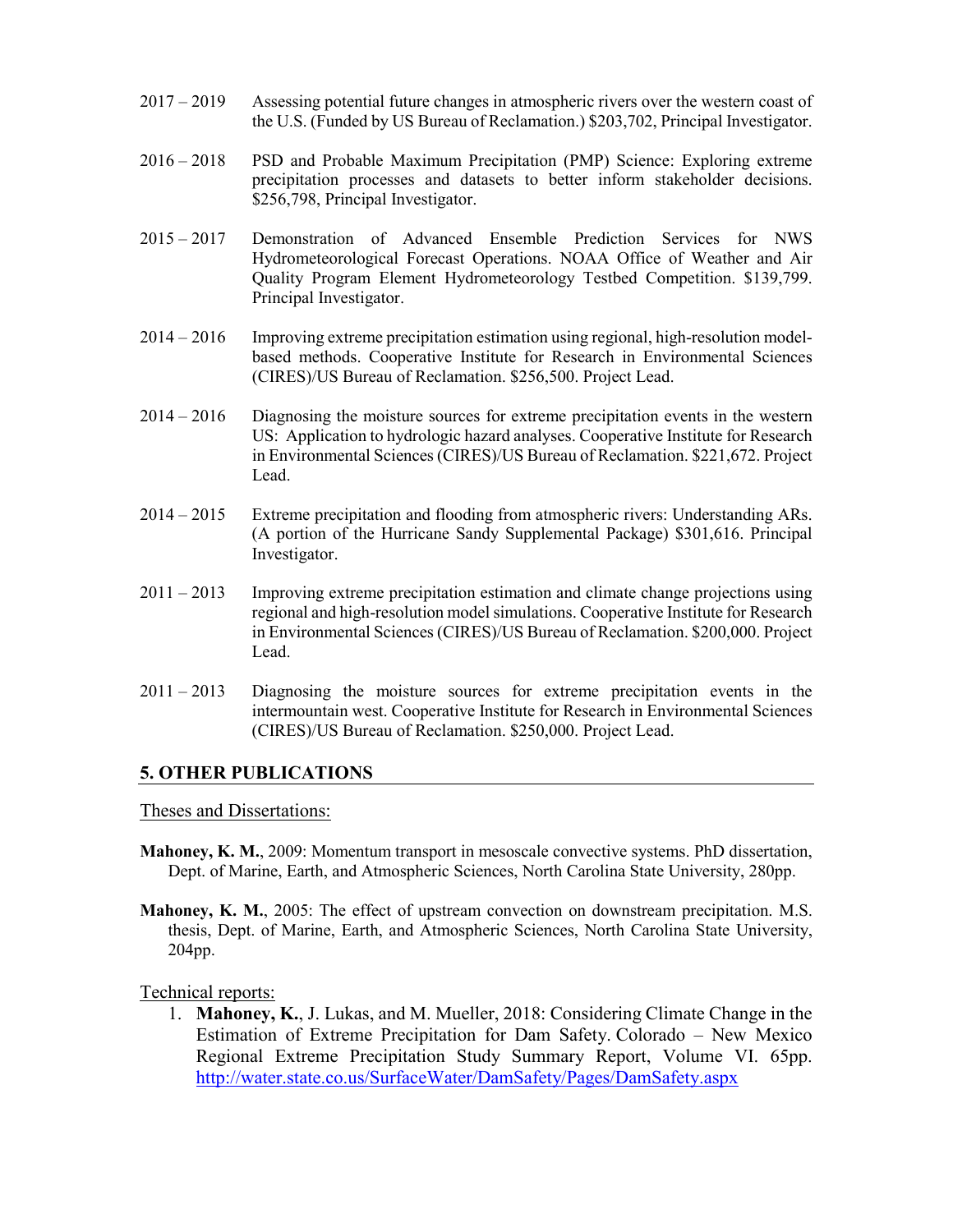2017 – 2019 Assessing potential future changes in atmospheric rivers over the western coast of the U.S. (Funded by US Bureau of Reclamation.) $203,702, Principal Investigator.

2016 – 2018 PSD and Probable Maximum Precipitation (PMP) Science: Exploring extreme precipitation processes and datasets to better inform stakeholder decisions. $256,798, Principal Investigator.

2015 – 2017 Demonstration of Advanced Ensemble Prediction Services for NWS Hydrometeorological Forecast Operations. NOAA Office of Weather and Air Quality Program Element Hydrometeorology Testbed Competition. $139,799. Principal Investigator.

2014 – 2016 Improving extreme precipitation estimation using regional, high-resolution model-based methods. Cooperative Institute for Research in Environmental Sciences (CIRES)/US Bureau of Reclamation. $256,500. Project Lead.

2014 – 2016 Diagnosing the moisture sources for extreme precipitation events in the western US: Application to hydrologic hazard analyses. Cooperative Institute for Research in Environmental Sciences (CIRES)/US Bureau of Reclamation. $221,672. Project Lead.

2014 – 2015 Extreme precipitation and flooding from atmospheric rivers: Understanding ARs. (A portion of the Hurricane Sandy Supplemental Package) $301,616. Principal Investigator.

2011 – 2013 Improving extreme precipitation estimation and climate change projections using regional and high-resolution model simulations. Cooperative Institute for Research in Environmental Sciences (CIRES)/US Bureau of Reclamation. $200,000. Project Lead.

2011 – 2013 Diagnosing the moisture sources for extreme precipitation events in the intermountain west. Cooperative Institute for Research in Environmental Sciences (CIRES)/US Bureau of Reclamation. $250,000. Project Lead.

## 5. OTHER PUBLICATIONS

Theses and Dissertations:

**Mahoney, K. M.**, 2009: Momentum transport in mesoscale convective systems. PhD dissertation, Dept. of Marine, Earth, and Atmospheric Sciences, North Carolina State University, 280pp.

**Mahoney, K. M.**, 2005: The effect of upstream convection on downstream precipitation. M.S. thesis, Dept. of Marine, Earth, and Atmospheric Sciences, North Carolina State University, 204pp.

Technical reports:

1. **Mahoney, K.**, J. Lukas, and M. Mueller, 2018: Considering Climate Change in the Estimation of Extreme Precipitation for Dam Safety. Colorado – New Mexico Regional Extreme Precipitation Study Summary Report, Volume VI. 65pp. http://water.state.co.us/SurfaceWater/DamSafety/Pages/DamSafety.aspx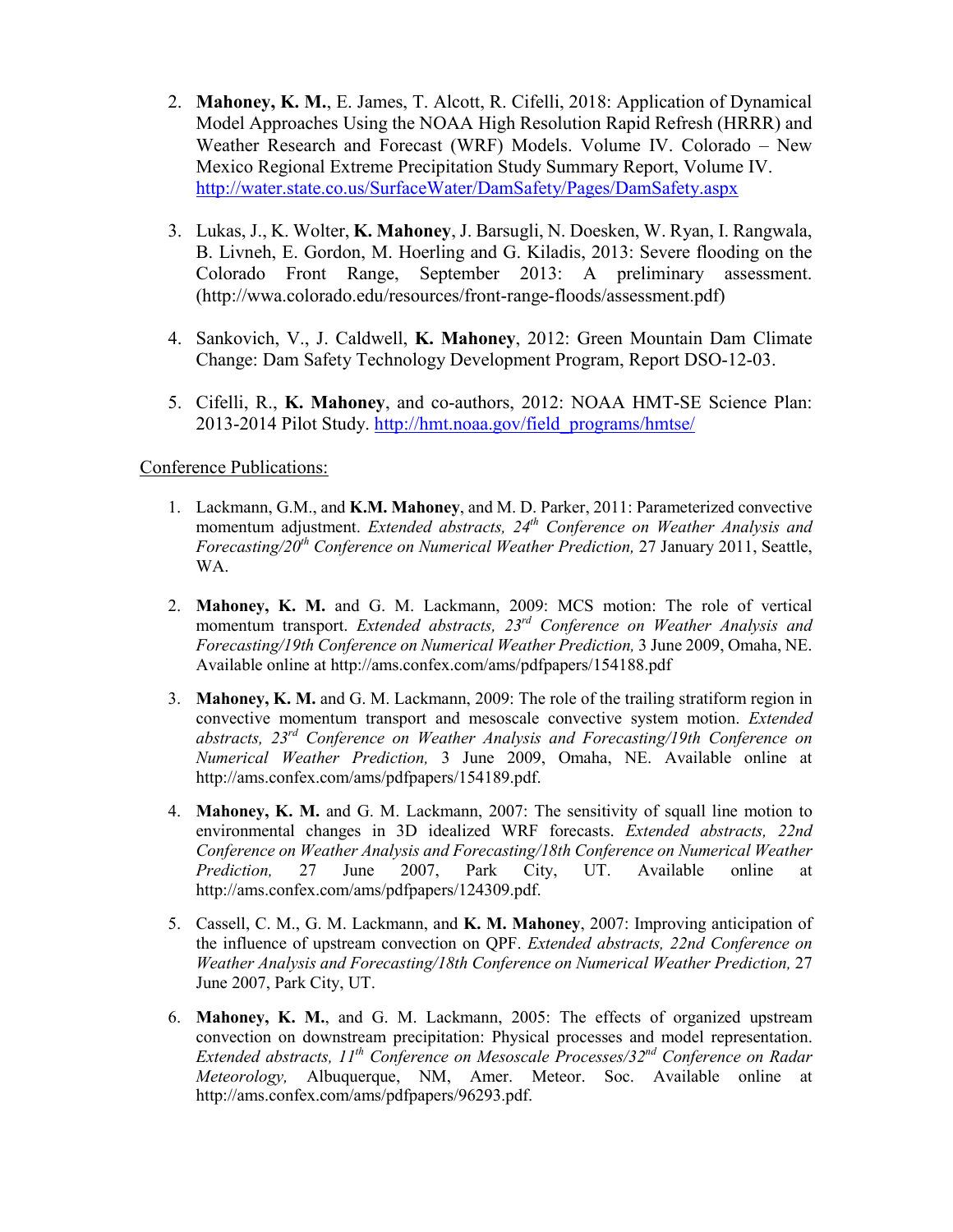2. **Mahoney, K. M.**, E. James, T. Alcott, R. Cifelli, 2018: Application of Dynamical Model Approaches Using the NOAA High Resolution Rapid Refresh (HRRR) and Weather Research and Forecast (WRF) Models. Volume IV. Colorado – New Mexico Regional Extreme Precipitation Study Summary Report, Volume IV. [http://water.state.co.us/SurfaceWater/DamSafety/Pages/DamSafety.aspx](http://water.state.co.us/SurfaceWater/DamSafety/Pages/DamSafety.aspx)

3. Lukas, J., K. Wolter, **K. Mahoney**, J. Barsugli, N. Doesken, W. Ryan, I. Rangwala, B. Livneh, E. Gordon, M. Hoerling and G. Kiladis, 2013: Severe flooding on the Colorado Front Range, September 2013: A preliminary assessment. (http://wwa.colorado.edu/resources/front-range-floods/assessment.pdf)

4. Sankovich, V., J. Caldwell, **K. Mahoney**, 2012: Green Mountain Dam Climate Change: Dam Safety Technology Development Program, Report DSO-12-03.

5. Cifelli, R., **K. Mahoney**, and co-authors, 2012: NOAA HMT-SE Science Plan: 2013-2014 Pilot Study. [http://hmt.noaa.gov/field_programs/hmtse/](http://hmt.noaa.gov/field_programs/hmtse/)

Conference Publications:

1. Lackmann, G.M., and **K.M. Mahoney**, and M. D. Parker, 2011: Parameterized convective momentum adjustment. *Extended abstracts, 24th Conference on Weather Analysis and Forecasting/20th Conference on Numerical Weather Prediction,* 27 January 2011, Seattle, WA.

2. **Mahoney, K. M.** and G. M. Lackmann, 2009: MCS motion: The role of vertical momentum transport. *Extended abstracts, 23rd Conference on Weather Analysis and Forecasting/19th Conference on Numerical Weather Prediction,* 3 June 2009, Omaha, NE. Available online at http://ams.confex.com/ams/pdfpapers/154188.pdf

3. **Mahoney, K. M.** and G. M. Lackmann, 2009: The role of the trailing stratiform region in convective momentum transport and mesoscale convective system motion. *Extended abstracts, 23rd Conference on Weather Analysis and Forecasting/19th Conference on Numerical Weather Prediction,* 3 June 2009, Omaha, NE. Available online at http://ams.confex.com/ams/pdfpapers/154189.pdf.

4. **Mahoney, K. M.** and G. M. Lackmann, 2007: The sensitivity of squall line motion to environmental changes in 3D idealized WRF forecasts. *Extended abstracts, 22nd Conference on Weather Analysis and Forecasting/18th Conference on Numerical Weather Prediction,* 27 June 2007, Park City, UT. Available online at http://ams.confex.com/ams/pdfpapers/124309.pdf.

5. Cassell, C. M., G. M. Lackmann, and **K. M. Mahoney**, 2007: Improving anticipation of the influence of upstream convection on QPF. *Extended abstracts, 22nd Conference on Weather Analysis and Forecasting/18th Conference on Numerical Weather Prediction,* 27 June 2007, Park City, UT.

6. **Mahoney, K. M.**, and G. M. Lackmann, 2005: The effects of organized upstream convection on downstream precipitation: Physical processes and model representation. *Extended abstracts, 11th Conference on Mesoscale Processes/32nd Conference on Radar Meteorology,* Albuquerque, NM, Amer. Meteor. Soc. Available online at http://ams.confex.com/ams/pdfpapers/96293.pdf.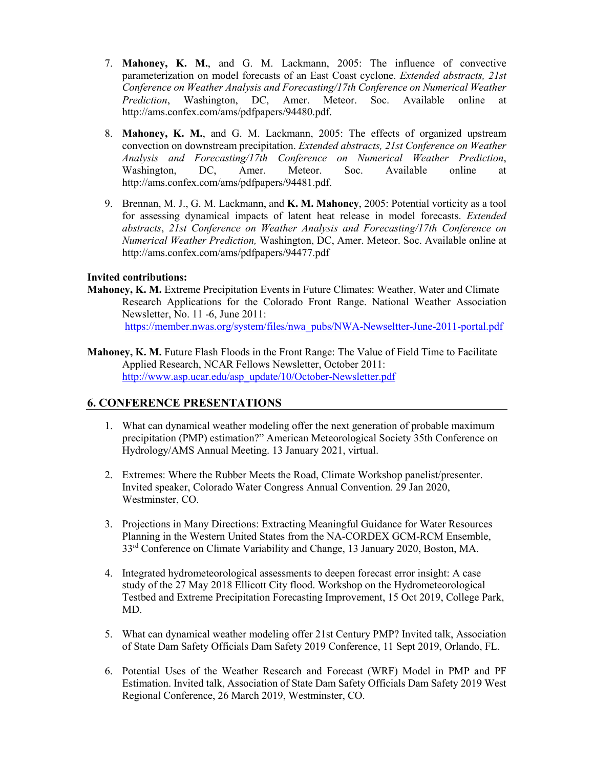7. **Mahoney, K. M.**, and G. M. Lackmann, 2005: The influence of convective parameterization on model forecasts of an East Coast cyclone. *Extended abstracts, 21st Conference on Weather Analysis and Forecasting/17th Conference on Numerical Weather Prediction*, Washington, DC, Amer. Meteor. Soc. Available online at http://ams.confex.com/ams/pdfpapers/94480.pdf.

8. **Mahoney, K. M.**, and G. M. Lackmann, 2005: The effects of organized upstream convection on downstream precipitation. *Extended abstracts, 21st Conference on Weather Analysis and Forecasting/17th Conference on Numerical Weather Prediction*, Washington, DC, Amer. Meteor. Soc. Available online at http://ams.confex.com/ams/pdfpapers/94481.pdf.

9. Brennan, M. J., G. M. Lackmann, and **K. M. Mahoney**, 2005: Potential vorticity as a tool for assessing dynamical impacts of latent heat release in model forecasts. *Extended abstracts*, *21st Conference on Weather Analysis and Forecasting/17th Conference on Numerical Weather Prediction,* Washington, DC, Amer. Meteor. Soc. Available online at http://ams.confex.com/ams/pdfpapers/94477.pdf

**Invited contributions:**

**Mahoney, K. M.** Extreme Precipitation Events in Future Climates: Weather, Water and Climate Research Applications for the Colorado Front Range. National Weather Association Newsletter, No. 11 -6, June 2011: https://member.nwas.org/system/files/nwa_pubs/NWA-Newseltter-June-2011-portal.pdf

**Mahoney, K. M.** Future Flash Floods in the Front Range: The Value of Field Time to Facilitate Applied Research, NCAR Fellows Newsletter, October 2011: http://www.asp.ucar.edu/asp_update/10/October-Newsletter.pdf

## 6. CONFERENCE PRESENTATIONS

1. What can dynamical weather modeling offer the next generation of probable maximum precipitation (PMP) estimation?" American Meteorological Society 35th Conference on Hydrology/AMS Annual Meeting. 13 January 2021, virtual.

2. Extremes: Where the Rubber Meets the Road, Climate Workshop panelist/presenter. Invited speaker, Colorado Water Congress Annual Convention. 29 Jan 2020, Westminster, CO.

3. Projections in Many Directions: Extracting Meaningful Guidance for Water Resources Planning in the Western United States from the NA-CORDEX GCM-RCM Ensemble, 33rd Conference on Climate Variability and Change, 13 January 2020, Boston, MA.

4. Integrated hydrometeorological assessments to deepen forecast error insight: A case study of the 27 May 2018 Ellicott City flood. Workshop on the Hydrometeorological Testbed and Extreme Precipitation Forecasting Improvement, 15 Oct 2019, College Park, MD.

5. What can dynamical weather modeling offer 21st Century PMP? Invited talk, Association of State Dam Safety Officials Dam Safety 2019 Conference, 11 Sept 2019, Orlando, FL.

6. Potential Uses of the Weather Research and Forecast (WRF) Model in PMP and PF Estimation. Invited talk, Association of State Dam Safety Officials Dam Safety 2019 West Regional Conference, 26 March 2019, Westminster, CO.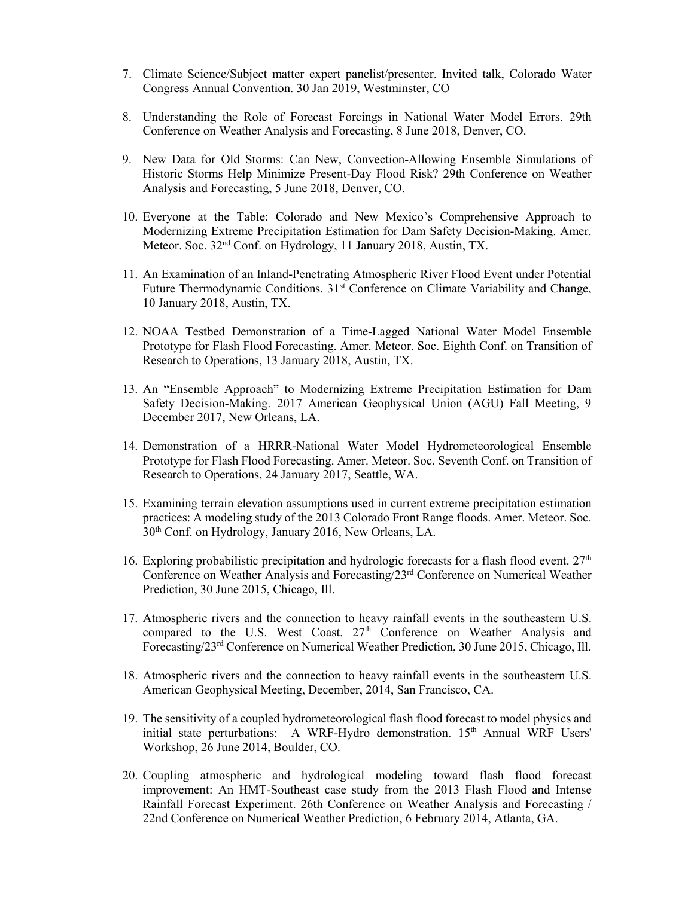7. Climate Science/Subject matter expert panelist/presenter. Invited talk, Colorado Water Congress Annual Convention. 30 Jan 2019, Westminster, CO

8. Understanding the Role of Forecast Forcings in National Water Model Errors. 29th Conference on Weather Analysis and Forecasting, 8 June 2018, Denver, CO.

9. New Data for Old Storms: Can New, Convection-Allowing Ensemble Simulations of Historic Storms Help Minimize Present-Day Flood Risk? 29th Conference on Weather Analysis and Forecasting, 5 June 2018, Denver, CO.

10. Everyone at the Table: Colorado and New Mexico's Comprehensive Approach to Modernizing Extreme Precipitation Estimation for Dam Safety Decision-Making. Amer. Meteor. Soc. 32nd Conf. on Hydrology, 11 January 2018, Austin, TX.

11. An Examination of an Inland-Penetrating Atmospheric River Flood Event under Potential Future Thermodynamic Conditions. 31st Conference on Climate Variability and Change, 10 January 2018, Austin, TX.

12. NOAA Testbed Demonstration of a Time-Lagged National Water Model Ensemble Prototype for Flash Flood Forecasting. Amer. Meteor. Soc. Eighth Conf. on Transition of Research to Operations, 13 January 2018, Austin, TX.

13. An "Ensemble Approach" to Modernizing Extreme Precipitation Estimation for Dam Safety Decision-Making. 2017 American Geophysical Union (AGU) Fall Meeting, 9 December 2017, New Orleans, LA.

14. Demonstration of a HRRR-National Water Model Hydrometeorological Ensemble Prototype for Flash Flood Forecasting. Amer. Meteor. Soc. Seventh Conf. on Transition of Research to Operations, 24 January 2017, Seattle, WA.

15. Examining terrain elevation assumptions used in current extreme precipitation estimation practices: A modeling study of the 2013 Colorado Front Range floods. Amer. Meteor. Soc. 30th Conf. on Hydrology, January 2016, New Orleans, LA.

16. Exploring probabilistic precipitation and hydrologic forecasts for a flash flood event. 27th Conference on Weather Analysis and Forecasting/23rd Conference on Numerical Weather Prediction, 30 June 2015, Chicago, Ill.

17. Atmospheric rivers and the connection to heavy rainfall events in the southeastern U.S. compared to the U.S. West Coast. 27th Conference on Weather Analysis and Forecasting/23rd Conference on Numerical Weather Prediction, 30 June 2015, Chicago, Ill.

18. Atmospheric rivers and the connection to heavy rainfall events in the southeastern U.S. American Geophysical Meeting, December, 2014, San Francisco, CA.

19. The sensitivity of a coupled hydrometeorological flash flood forecast to model physics and initial state perturbations: A WRF-Hydro demonstration. 15th Annual WRF Users' Workshop, 26 June 2014, Boulder, CO.

20. Coupling atmospheric and hydrological modeling toward flash flood forecast improvement: An HMT-Southeast case study from the 2013 Flash Flood and Intense Rainfall Forecast Experiment. 26th Conference on Weather Analysis and Forecasting / 22nd Conference on Numerical Weather Prediction, 6 February 2014, Atlanta, GA.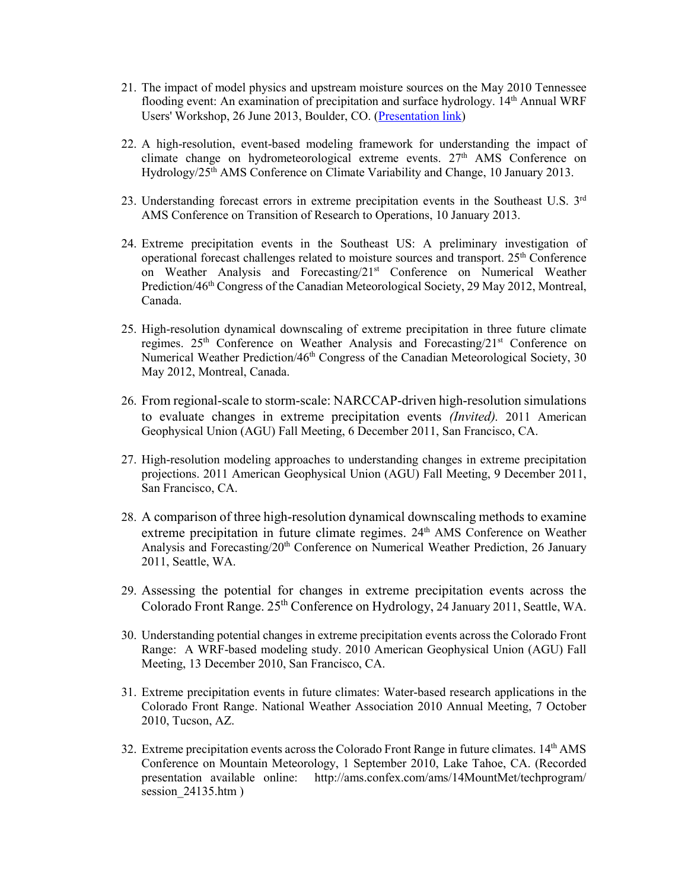21. The impact of model physics and upstream moisture sources on the May 2010 Tennessee flooding event: An examination of precipitation and surface hydrology. 14th Annual WRF Users' Workshop, 26 June 2013, Boulder, CO. (Presentation link)

22. A high-resolution, event-based modeling framework for understanding the impact of climate change on hydrometeorological extreme events. 27th AMS Conference on Hydrology/25th AMS Conference on Climate Variability and Change, 10 January 2013.

23. Understanding forecast errors in extreme precipitation events in the Southeast U.S. 3rd AMS Conference on Transition of Research to Operations, 10 January 2013.

24. Extreme precipitation events in the Southeast US: A preliminary investigation of operational forecast challenges related to moisture sources and transport. 25th Conference on Weather Analysis and Forecasting/21st Conference on Numerical Weather Prediction/46th Congress of the Canadian Meteorological Society, 29 May 2012, Montreal, Canada.

25. High-resolution dynamical downscaling of extreme precipitation in three future climate regimes. 25th Conference on Weather Analysis and Forecasting/21st Conference on Numerical Weather Prediction/46th Congress of the Canadian Meteorological Society, 30 May 2012, Montreal, Canada.

26. From regional-scale to storm-scale: NARCCAP-driven high-resolution simulations to evaluate changes in extreme precipitation events *(Invited)*. 2011 American Geophysical Union (AGU) Fall Meeting, 6 December 2011, San Francisco, CA.

27. High-resolution modeling approaches to understanding changes in extreme precipitation projections. 2011 American Geophysical Union (AGU) Fall Meeting, 9 December 2011, San Francisco, CA.

28. A comparison of three high-resolution dynamical downscaling methods to examine extreme precipitation in future climate regimes. 24th AMS Conference on Weather Analysis and Forecasting/20th Conference on Numerical Weather Prediction, 26 January 2011, Seattle, WA.

29. Assessing the potential for changes in extreme precipitation events across the Colorado Front Range. 25th Conference on Hydrology, 24 January 2011, Seattle, WA.

30. Understanding potential changes in extreme precipitation events across the Colorado Front Range: A WRF-based modeling study. 2010 American Geophysical Union (AGU) Fall Meeting, 13 December 2010, San Francisco, CA.

31. Extreme precipitation events in future climates: Water-based research applications in the Colorado Front Range. National Weather Association 2010 Annual Meeting, 7 October 2010, Tucson, AZ.

32. Extreme precipitation events across the Colorado Front Range in future climates. 14th AMS Conference on Mountain Meteorology, 1 September 2010, Lake Tahoe, CA. (Recorded presentation available online: http://ams.confex.com/ams/14MountMet/techprogram/session_24135.htm )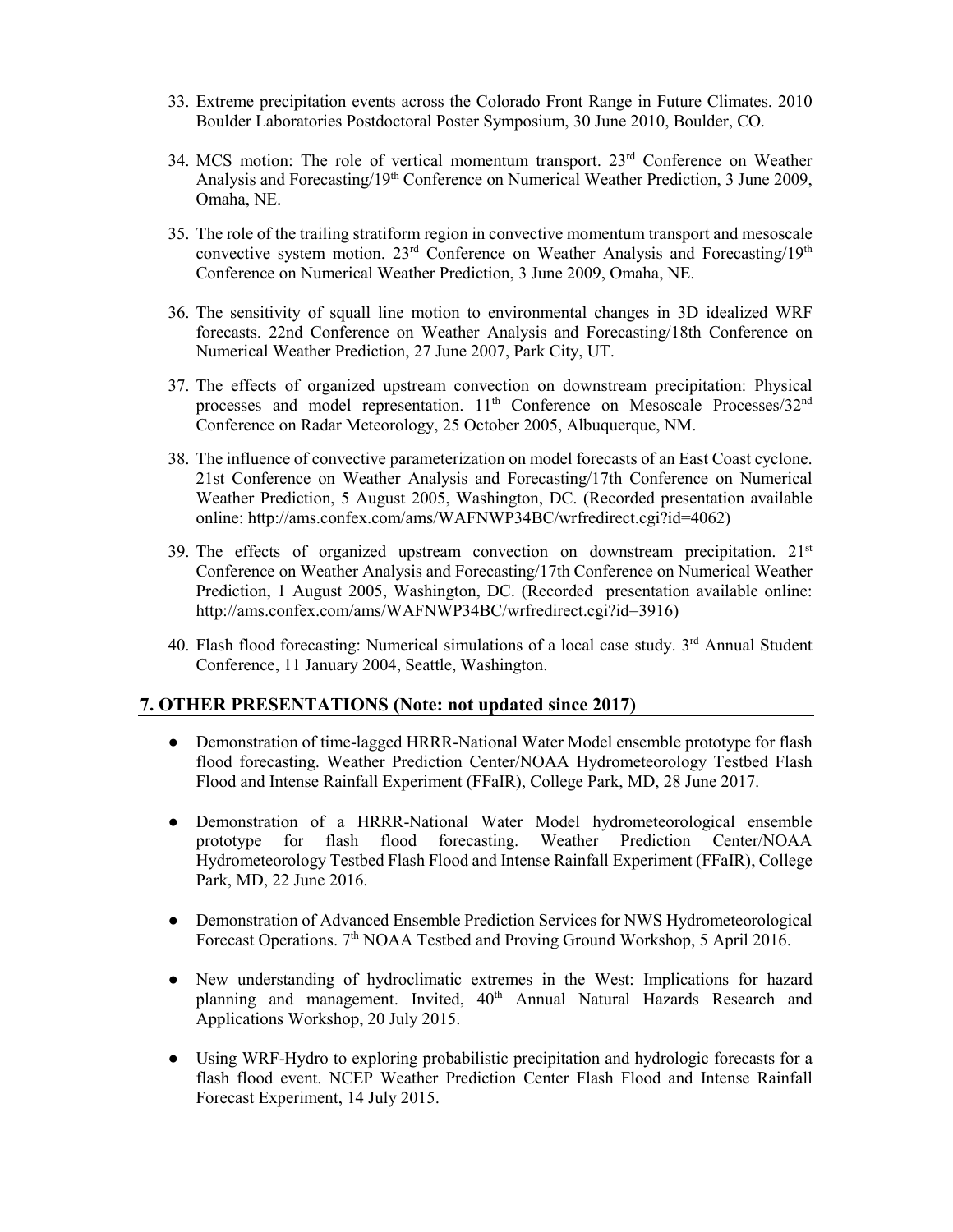33. Extreme precipitation events across the Colorado Front Range in Future Climates. 2010 Boulder Laboratories Postdoctoral Poster Symposium, 30 June 2010, Boulder, CO.

34. MCS motion: The role of vertical momentum transport. 23rd Conference on Weather Analysis and Forecasting/19th Conference on Numerical Weather Prediction, 3 June 2009, Omaha, NE.

35. The role of the trailing stratiform region in convective momentum transport and mesoscale convective system motion. 23rd Conference on Weather Analysis and Forecasting/19th Conference on Numerical Weather Prediction, 3 June 2009, Omaha, NE.

36. The sensitivity of squall line motion to environmental changes in 3D idealized WRF forecasts. 22nd Conference on Weather Analysis and Forecasting/18th Conference on Numerical Weather Prediction, 27 June 2007, Park City, UT.

37. The effects of organized upstream convection on downstream precipitation: Physical processes and model representation. 11th Conference on Mesoscale Processes/32nd Conference on Radar Meteorology, 25 October 2005, Albuquerque, NM.

38. The influence of convective parameterization on model forecasts of an East Coast cyclone. 21st Conference on Weather Analysis and Forecasting/17th Conference on Numerical Weather Prediction, 5 August 2005, Washington, DC. (Recorded presentation available online: http://ams.confex.com/ams/WAFNWP34BC/wrfredirect.cgi?id=4062)

39. The effects of organized upstream convection on downstream precipitation. 21st Conference on Weather Analysis and Forecasting/17th Conference on Numerical Weather Prediction, 1 August 2005, Washington, DC. (Recorded presentation available online: http://ams.confex.com/ams/WAFNWP34BC/wrfredirect.cgi?id=3916)

40. Flash flood forecasting: Numerical simulations of a local case study. 3rd Annual Student Conference, 11 January 2004, Seattle, Washington.

## 7. OTHER PRESENTATIONS (Note: not updated since 2017)

- Demonstration of time-lagged HRRR-National Water Model ensemble prototype for flash flood forecasting. Weather Prediction Center/NOAA Hydrometeorology Testbed Flash Flood and Intense Rainfall Experiment (FFaIR), College Park, MD, 28 June 2017.

- Demonstration of a HRRR-National Water Model hydrometeorological ensemble prototype for flash flood forecasting. Weather Prediction Center/NOAA Hydrometeorology Testbed Flash Flood and Intense Rainfall Experiment (FFaIR), College Park, MD, 22 June 2016.

- Demonstration of Advanced Ensemble Prediction Services for NWS Hydrometeorological Forecast Operations. 7th NOAA Testbed and Proving Ground Workshop, 5 April 2016.

- New understanding of hydroclimatic extremes in the West: Implications for hazard planning and management. Invited, 40th Annual Natural Hazards Research and Applications Workshop, 20 July 2015.

- Using WRF-Hydro to exploring probabilistic precipitation and hydrologic forecasts for a flash flood event. NCEP Weather Prediction Center Flash Flood and Intense Rainfall Forecast Experiment, 14 July 2015.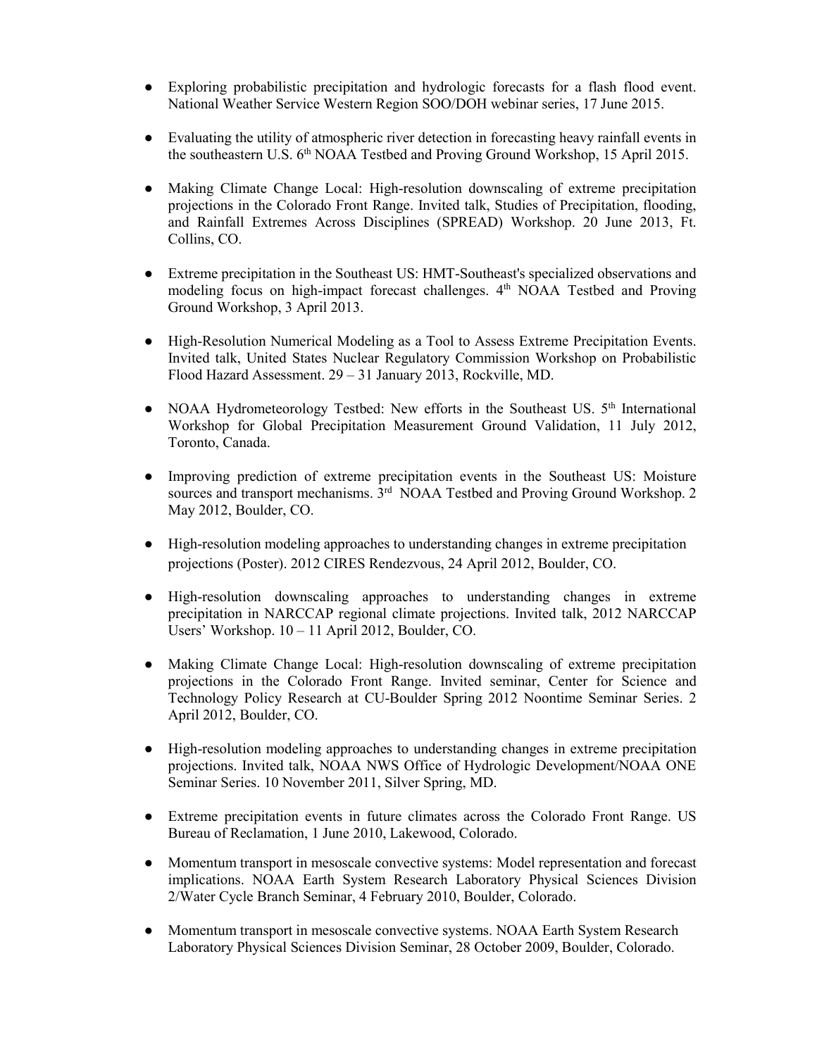- Exploring probabilistic precipitation and hydrologic forecasts for a flash flood event. National Weather Service Western Region SOO/DOH webinar series, 17 June 2015.

- Evaluating the utility of atmospheric river detection in forecasting heavy rainfall events in the southeastern U.S. 6th NOAA Testbed and Proving Ground Workshop, 15 April 2015.

- Making Climate Change Local: High-resolution downscaling of extreme precipitation projections in the Colorado Front Range. Invited talk, Studies of Precipitation, flooding, and Rainfall Extremes Across Disciplines (SPREAD) Workshop. 20 June 2013, Ft. Collins, CO.

- Extreme precipitation in the Southeast US: HMT-Southeast's specialized observations and modeling focus on high-impact forecast challenges. 4th NOAA Testbed and Proving Ground Workshop, 3 April 2013.

- High-Resolution Numerical Modeling as a Tool to Assess Extreme Precipitation Events. Invited talk, United States Nuclear Regulatory Commission Workshop on Probabilistic Flood Hazard Assessment. 29 – 31 January 2013, Rockville, MD.

- NOAA Hydrometeorology Testbed: New efforts in the Southeast US. 5th International Workshop for Global Precipitation Measurement Ground Validation, 11 July 2012, Toronto, Canada.

- Improving prediction of extreme precipitation events in the Southeast US: Moisture sources and transport mechanisms. 3rd NOAA Testbed and Proving Ground Workshop. 2 May 2012, Boulder, CO.

- High-resolution modeling approaches to understanding changes in extreme precipitation projections (Poster). 2012 CIRES Rendezvous, 24 April 2012, Boulder, CO.

- High-resolution downscaling approaches to understanding changes in extreme precipitation in NARCCAP regional climate projections. Invited talk, 2012 NARCCAP Users' Workshop. 10 – 11 April 2012, Boulder, CO.

- Making Climate Change Local: High-resolution downscaling of extreme precipitation projections in the Colorado Front Range. Invited seminar, Center for Science and Technology Policy Research at CU-Boulder Spring 2012 Noontime Seminar Series. 2 April 2012, Boulder, CO.

- High-resolution modeling approaches to understanding changes in extreme precipitation projections. Invited talk, NOAA NWS Office of Hydrologic Development/NOAA ONE Seminar Series. 10 November 2011, Silver Spring, MD.

- Extreme precipitation events in future climates across the Colorado Front Range. US Bureau of Reclamation, 1 June 2010, Lakewood, Colorado.

- Momentum transport in mesoscale convective systems: Model representation and forecast implications. NOAA Earth System Research Laboratory Physical Sciences Division 2/Water Cycle Branch Seminar, 4 February 2010, Boulder, Colorado.

- Momentum transport in mesoscale convective systems. NOAA Earth System Research Laboratory Physical Sciences Division Seminar, 28 October 2009, Boulder, Colorado.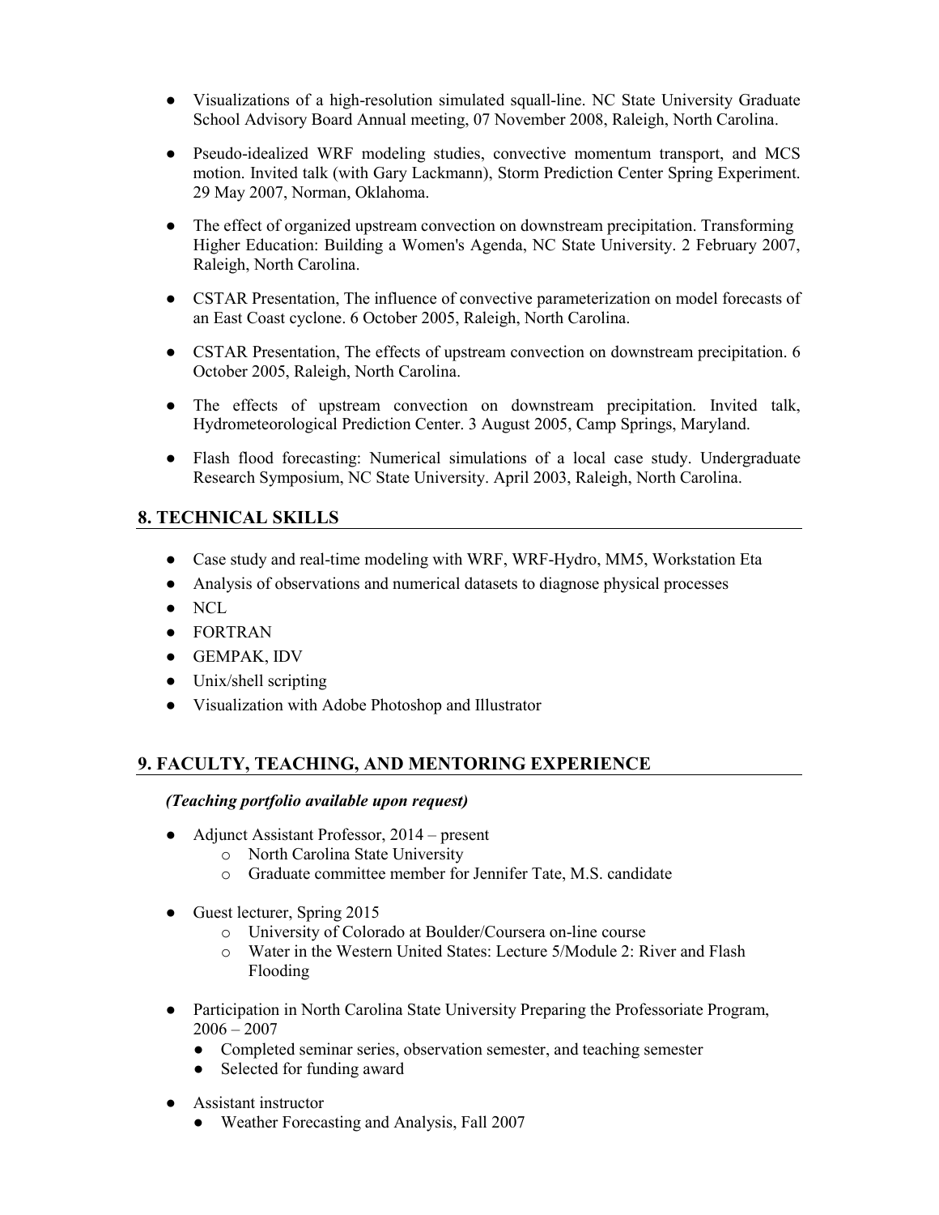- Visualizations of a high-resolution simulated squall-line. NC State University Graduate School Advisory Board Annual meeting, 07 November 2008, Raleigh, North Carolina.
- Pseudo-idealized WRF modeling studies, convective momentum transport, and MCS motion. Invited talk (with Gary Lackmann), Storm Prediction Center Spring Experiment. 29 May 2007, Norman, Oklahoma.
- The effect of organized upstream convection on downstream precipitation. Transforming Higher Education: Building a Women's Agenda, NC State University. 2 February 2007, Raleigh, North Carolina.
- CSTAR Presentation, The influence of convective parameterization on model forecasts of an East Coast cyclone. 6 October 2005, Raleigh, North Carolina.
- CSTAR Presentation, The effects of upstream convection on downstream precipitation. 6 October 2005, Raleigh, North Carolina.
- The effects of upstream convection on downstream precipitation. Invited talk, Hydrometeorological Prediction Center. 3 August 2005, Camp Springs, Maryland.
- Flash flood forecasting: Numerical simulations of a local case study. Undergraduate Research Symposium, NC State University. April 2003, Raleigh, North Carolina.

## 8. TECHNICAL SKILLS

- Case study and real-time modeling with WRF, WRF-Hydro, MM5, Workstation Eta
- Analysis of observations and numerical datasets to diagnose physical processes
- NCL
- FORTRAN
- GEMPAK, IDV
- Unix/shell scripting
- Visualization with Adobe Photoshop and Illustrator

## 9. FACULTY, TEACHING, AND MENTORING EXPERIENCE

***(Teaching portfolio available upon request)***

- Adjunct Assistant Professor, 2014 – present
  - North Carolina State University
  - Graduate committee member for Jennifer Tate, M.S. candidate
- Guest lecturer, Spring 2015
  - University of Colorado at Boulder/Coursera on-line course
  - Water in the Western United States: Lecture 5/Module 2: River and Flash Flooding
- Participation in North Carolina State University Preparing the Professoriate Program, 2006 – 2007
  - Completed seminar series, observation semester, and teaching semester
  - Selected for funding award
- Assistant instructor
  - Weather Forecasting and Analysis, Fall 2007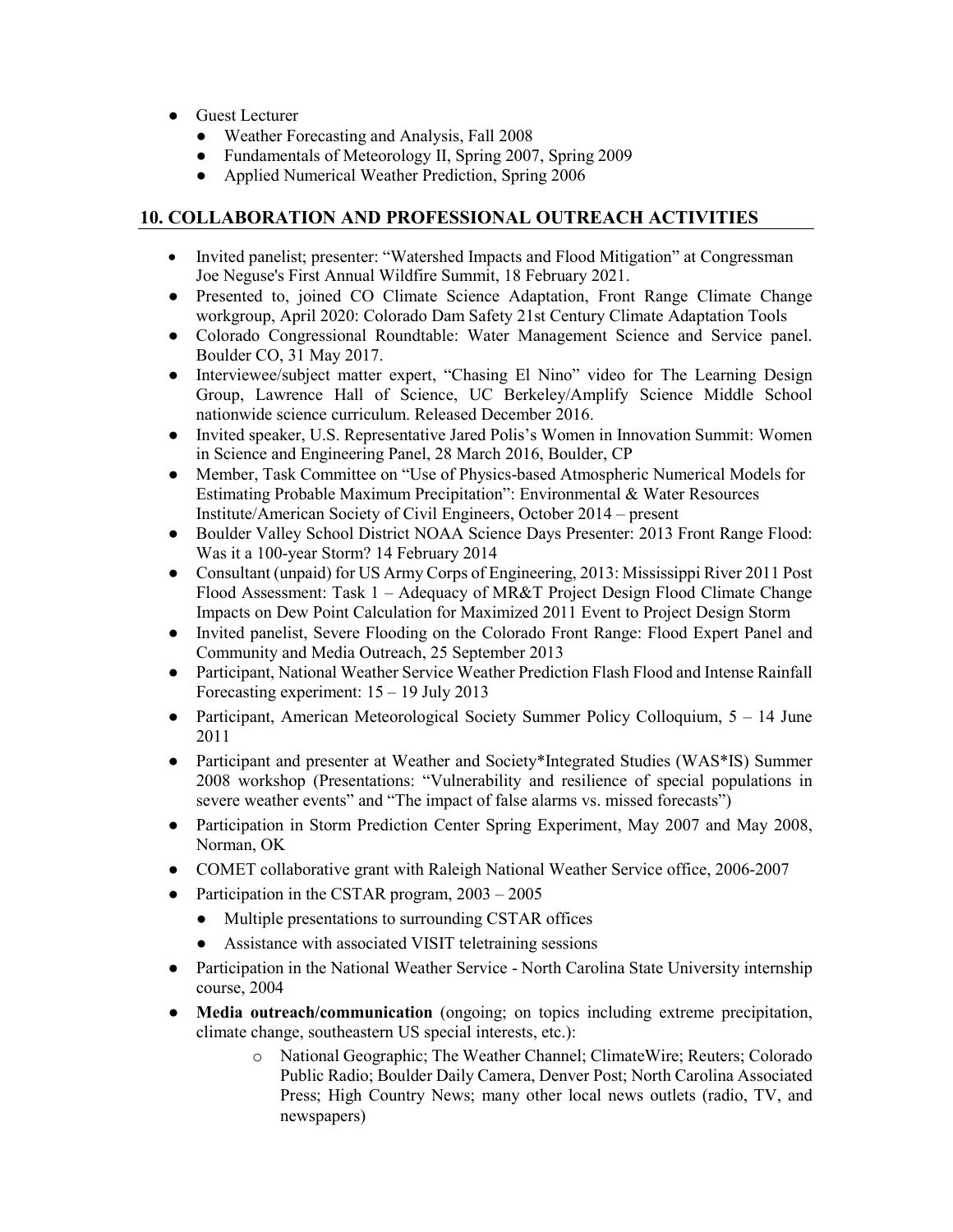- Guest Lecturer
  - Weather Forecasting and Analysis, Fall 2008
  - Fundamentals of Meteorology II, Spring 2007, Spring 2009
  - Applied Numerical Weather Prediction, Spring 2006

## 10. COLLABORATION AND PROFESSIONAL OUTREACH ACTIVITIES

- Invited panelist; presenter: "Watershed Impacts and Flood Mitigation" at Congressman Joe Neguse's First Annual Wildfire Summit, 18 February 2021.
- Presented to, joined CO Climate Science Adaptation, Front Range Climate Change workgroup, April 2020: Colorado Dam Safety 21st Century Climate Adaptation Tools
- Colorado Congressional Roundtable: Water Management Science and Service panel. Boulder CO, 31 May 2017.
- Interviewee/subject matter expert, "Chasing El Nino" video for The Learning Design Group, Lawrence Hall of Science, UC Berkeley/Amplify Science Middle School nationwide science curriculum. Released December 2016.
- Invited speaker, U.S. Representative Jared Polis's Women in Innovation Summit: Women in Science and Engineering Panel, 28 March 2016, Boulder, CP
- Member, Task Committee on "Use of Physics-based Atmospheric Numerical Models for Estimating Probable Maximum Precipitation": Environmental & Water Resources Institute/American Society of Civil Engineers, October 2014 – present
- Boulder Valley School District NOAA Science Days Presenter: 2013 Front Range Flood: Was it a 100-year Storm? 14 February 2014
- Consultant (unpaid) for US Army Corps of Engineering, 2013: Mississippi River 2011 Post Flood Assessment: Task 1 – Adequacy of MR&T Project Design Flood Climate Change Impacts on Dew Point Calculation for Maximized 2011 Event to Project Design Storm
- Invited panelist, Severe Flooding on the Colorado Front Range: Flood Expert Panel and Community and Media Outreach, 25 September 2013
- Participant, National Weather Service Weather Prediction Flash Flood and Intense Rainfall Forecasting experiment: 15 – 19 July 2013
- Participant, American Meteorological Society Summer Policy Colloquium, 5 – 14 June 2011
- Participant and presenter at Weather and Society*Integrated Studies (WAS*IS) Summer 2008 workshop (Presentations: "Vulnerability and resilience of special populations in severe weather events" and "The impact of false alarms vs. missed forecasts")
- Participation in Storm Prediction Center Spring Experiment, May 2007 and May 2008, Norman, OK
- COMET collaborative grant with Raleigh National Weather Service office, 2006-2007
- Participation in the CSTAR program, 2003 – 2005
  - Multiple presentations to surrounding CSTAR offices
  - Assistance with associated VISIT teletraining sessions
- Participation in the National Weather Service - North Carolina State University internship course, 2004
- **Media outreach/communication** (ongoing; on topics including extreme precipitation, climate change, southeastern US special interests, etc.):
  - National Geographic; The Weather Channel; ClimateWire; Reuters; Colorado Public Radio; Boulder Daily Camera, Denver Post; North Carolina Associated Press; High Country News; many other local news outlets (radio, TV, and newspapers)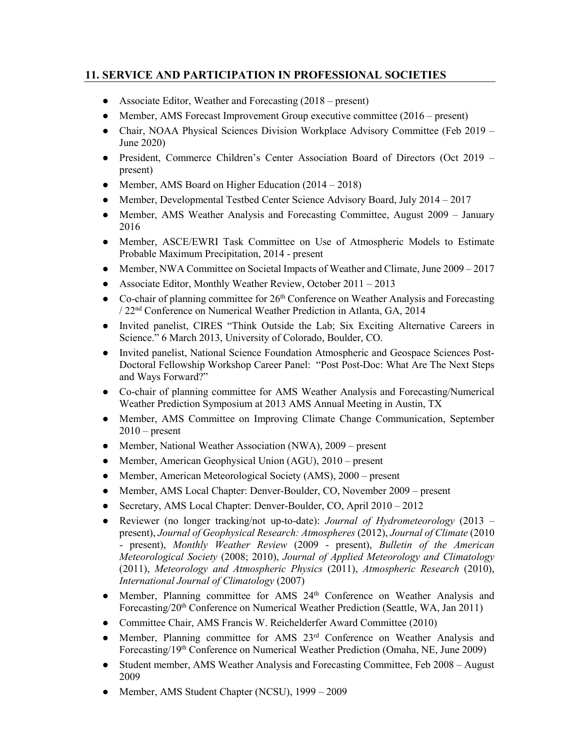## 11. SERVICE AND PARTICIPATION IN PROFESSIONAL SOCIETIES

- Associate Editor, Weather and Forecasting (2018 – present)
- Member, AMS Forecast Improvement Group executive committee (2016 – present)
- Chair, NOAA Physical Sciences Division Workplace Advisory Committee (Feb 2019 – June 2020)
- President, Commerce Children's Center Association Board of Directors (Oct 2019 – present)
- Member, AMS Board on Higher Education (2014 – 2018)
- Member, Developmental Testbed Center Science Advisory Board, July 2014 – 2017
- Member, AMS Weather Analysis and Forecasting Committee, August 2009 – January 2016
- Member, ASCE/EWRI Task Committee on Use of Atmospheric Models to Estimate Probable Maximum Precipitation, 2014 - present
- Member, NWA Committee on Societal Impacts of Weather and Climate, June 2009 – 2017
- Associate Editor, Monthly Weather Review, October 2011 – 2013
- Co-chair of planning committee for 26th Conference on Weather Analysis and Forecasting / 22nd Conference on Numerical Weather Prediction in Atlanta, GA, 2014
- Invited panelist, CIRES "Think Outside the Lab; Six Exciting Alternative Careers in Science." 6 March 2013, University of Colorado, Boulder, CO.
- Invited panelist, National Science Foundation Atmospheric and Geospace Sciences Post-Doctoral Fellowship Workshop Career Panel: "Post Post-Doc: What Are The Next Steps and Ways Forward?"
- Co-chair of planning committee for AMS Weather Analysis and Forecasting/Numerical Weather Prediction Symposium at 2013 AMS Annual Meeting in Austin, TX
- Member, AMS Committee on Improving Climate Change Communication, September 2010 – present
- Member, National Weather Association (NWA), 2009 – present
- Member, American Geophysical Union (AGU), 2010 – present
- Member, American Meteorological Society (AMS), 2000 – present
- Member, AMS Local Chapter: Denver-Boulder, CO, November 2009 – present
- Secretary, AMS Local Chapter: Denver-Boulder, CO, April 2010 – 2012
- Reviewer (no longer tracking/not up-to-date): *Journal of Hydrometeorology* (2013 – present), *Journal of Geophysical Research: Atmospheres* (2012), *Journal of Climate* (2010 - present), *Monthly Weather Review* (2009 - present), *Bulletin of the American Meteorological Society* (2008; 2010), *Journal of Applied Meteorology and Climatology* (2011), *Meteorology and Atmospheric Physics* (2011), *Atmospheric Research* (2010), *International Journal of Climatology* (2007)
- Member, Planning committee for AMS 24th Conference on Weather Analysis and Forecasting/20th Conference on Numerical Weather Prediction (Seattle, WA, Jan 2011)
- Committee Chair, AMS Francis W. Reichelderfer Award Committee (2010)
- Member, Planning committee for AMS 23rd Conference on Weather Analysis and Forecasting/19th Conference on Numerical Weather Prediction (Omaha, NE, June 2009)
- Student member, AMS Weather Analysis and Forecasting Committee, Feb 2008 – August 2009
- Member, AMS Student Chapter (NCSU), 1999 – 2009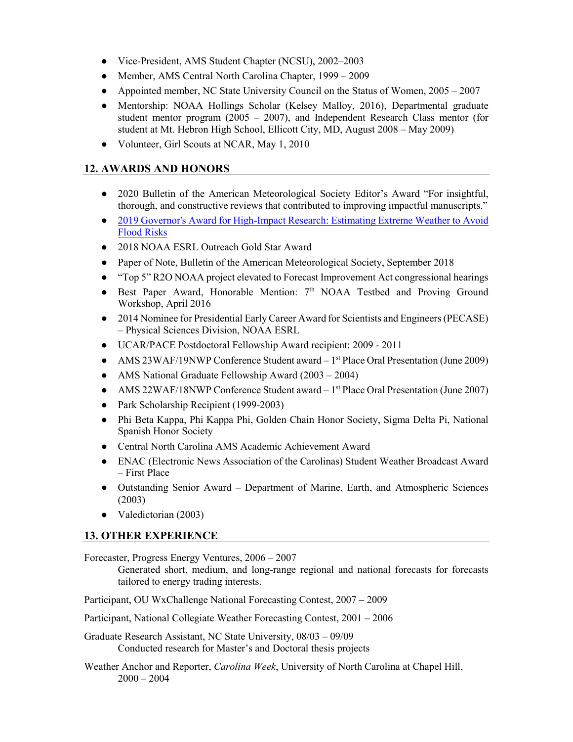- Vice-President, AMS Student Chapter (NCSU), 2002–2003
- Member, AMS Central North Carolina Chapter, 1999 – 2009
- Appointed member, NC State University Council on the Status of Women, 2005 – 2007
- Mentorship: NOAA Hollings Scholar (Kelsey Malloy, 2016), Departmental graduate student mentor program (2005 – 2007), and Independent Research Class mentor (for student at Mt. Hebron High School, Ellicott City, MD, August 2008 – May 2009)
- Volunteer, Girl Scouts at NCAR, May 1, 2010

## 12. AWARDS AND HONORS

- 2020 Bulletin of the American Meteorological Society Editor's Award "For insightful, thorough, and constructive reviews that contributed to improving impactful manuscripts."
- 2019 Governor's Award for High-Impact Research: Estimating Extreme Weather to Avoid Flood Risks
- 2018 NOAA ESRL Outreach Gold Star Award
- Paper of Note, Bulletin of the American Meteorological Society, September 2018
- "Top 5" R2O NOAA project elevated to Forecast Improvement Act congressional hearings
- Best Paper Award, Honorable Mention: 7th NOAA Testbed and Proving Ground Workshop, April 2016
- 2014 Nominee for Presidential Early Career Award for Scientists and Engineers (PECASE) – Physical Sciences Division, NOAA ESRL
- UCAR/PACE Postdoctoral Fellowship Award recipient: 2009 - 2011
- AMS 23WAF/19NWP Conference Student award – 1st Place Oral Presentation (June 2009)
- AMS National Graduate Fellowship Award (2003 – 2004)
- AMS 22WAF/18NWP Conference Student award – 1st Place Oral Presentation (June 2007)
- Park Scholarship Recipient (1999-2003)
- Phi Beta Kappa, Phi Kappa Phi, Golden Chain Honor Society, Sigma Delta Pi, National Spanish Honor Society
- Central North Carolina AMS Academic Achievement Award
- ENAC (Electronic News Association of the Carolinas) Student Weather Broadcast Award – First Place
- Outstanding Senior Award – Department of Marine, Earth, and Atmospheric Sciences (2003)
- Valedictorian (2003)

## 13. OTHER EXPERIENCE

Forecaster, Progress Energy Ventures, 2006 – 2007
    Generated short, medium, and long-range regional and national forecasts for forecasts tailored to energy trading interests.

Participant, OU WxChallenge National Forecasting Contest, 2007 – 2009

Participant, National Collegiate Weather Forecasting Contest, 2001 – 2006

Graduate Research Assistant, NC State University, 08/03 – 09/09
    Conducted research for Master's and Doctoral thesis projects

Weather Anchor and Reporter, *Carolina Week*, University of North Carolina at Chapel Hill, 2000 – 2004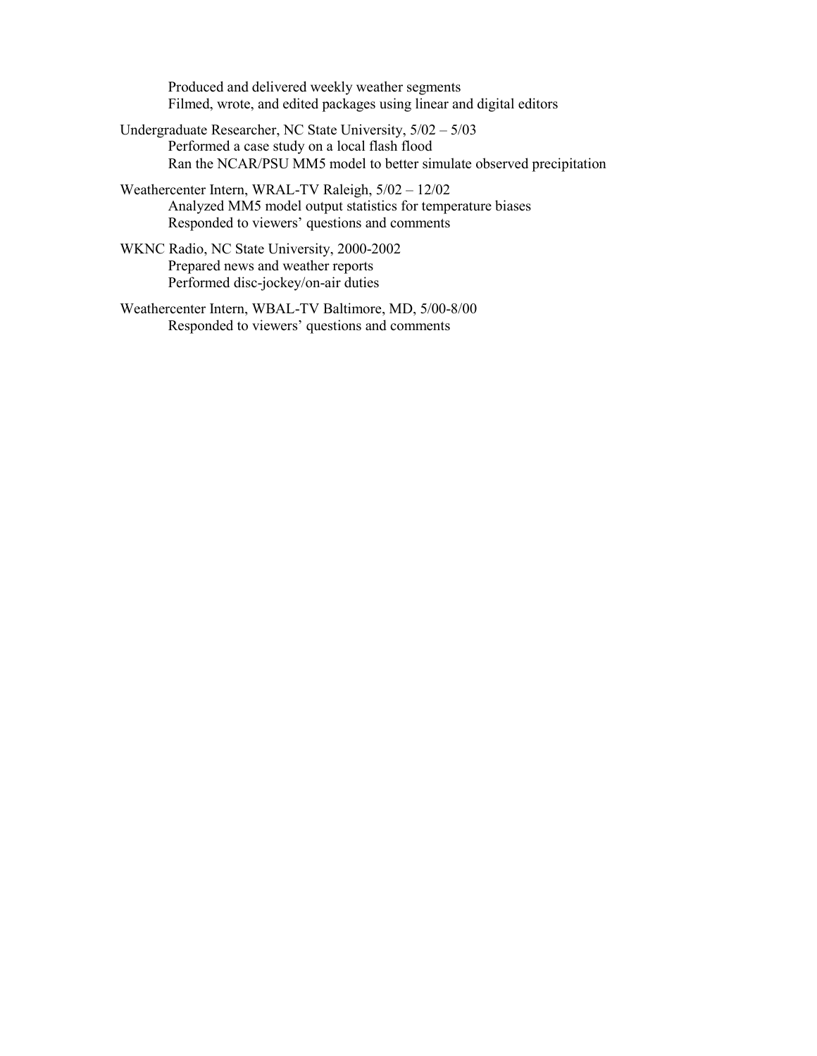Produced and delivered weekly weather segments
Filmed, wrote, and edited packages using linear and digital editors

Undergraduate Researcher, NC State University, 5/02 – 5/03
Performed a case study on a local flash flood
Ran the NCAR/PSU MM5 model to better simulate observed precipitation

Weathercenter Intern, WRAL-TV Raleigh, 5/02 – 12/02
Analyzed MM5 model output statistics for temperature biases
Responded to viewers' questions and comments

WKNC Radio, NC State University, 2000-2002
Prepared news and weather reports
Performed disc-jockey/on-air duties

Weathercenter Intern, WBAL-TV Baltimore, MD, 5/00-8/00
Responded to viewers' questions and comments